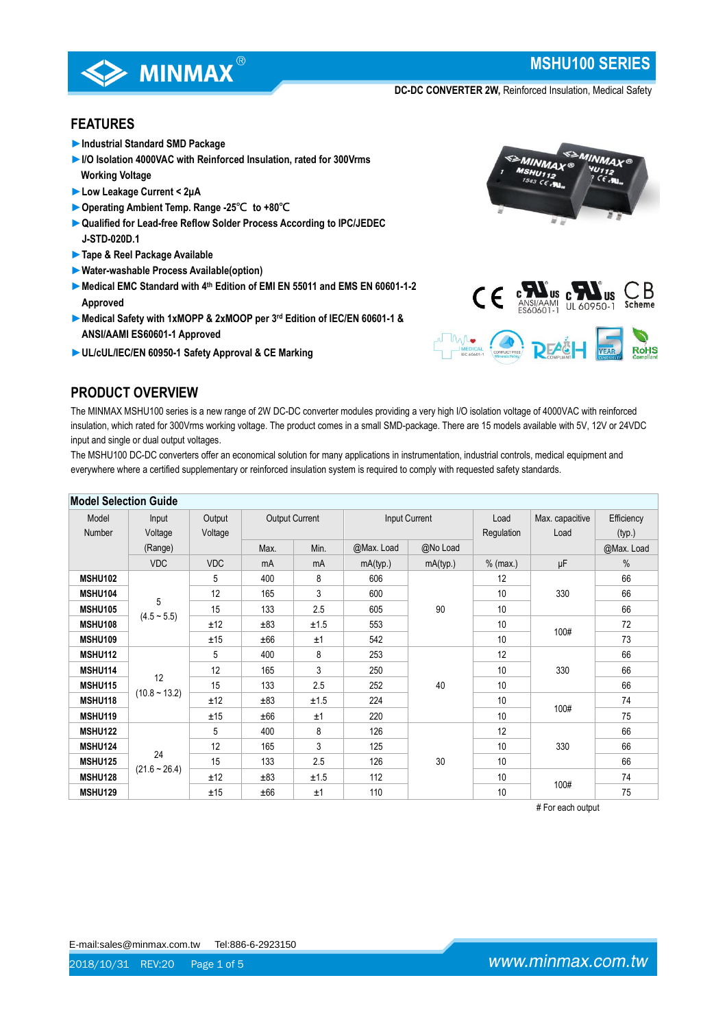# MSHU100 SERIES

**DC-DC CONVERTER 2W,** Reinforced Insulation, Medical Safety

## FEATURES

- ►Industrial Standard SMD Package
- ►I/O Isolation 4000VAC with Reinforced Insulation, rated for 300Vrms Working Voltage
- ►Low Leakage Current < 2μA
- ►Operating Ambient Temp. Range -25℃ to +80℃
- ►Qualified for Lead-free Reflow Solder Process According to IPC/JEDEC J-STD-020D.1
- ►Tape & Reel Package Available
- ►Water-washable Process Available(option)
- ►Medical EMC Standard with 4th Edition of EMI EN 55011 and EMS EN 60601-1-2 Approved
- ►Medical Safety with 1xMOPP & 2xMOOP per 3rd Edition of IEC/EN 60601-1 & ANSI/AAMI ES60601-1 Approved
- ►UL/cUL/IEC/EN 60950-1 Safety Approval & CE Marking

## PRODUCT OVERVIEW

The MINMAX MSHU100 series is a new range of 2W DC-DC converter modules providing a very high I/O isolation voltage of 4000VAC with reinforced insulation, which rated for 300Vrms working voltage. The product comes in a small SMD-package. There are 15 models available with 5V, 12V or 24VDC input and single or dual output voltages.

The MSHU100 DC-DC converters offer an economical solution for many applications in instrumentation, industrial controls, medical equipment and everywhere where a certified supplementary or reinforced insulation system is required to comply with requested safety standards.

### Model Selection Guide

| Model Number | Input Voltage (Range) | Output Voltage | Output Current | | Input Current | | Load Regulation | Max. capacitive Load | Efficiency (typ.) |
|---|---|---|---|---|---|---|---|---|---|
| | | | Max. | Min. | @Max. Load | @No Load | | | @Max. Load |
| | VDC | VDC | mA | mA | mA(typ.) | mA(typ.) | % (max.) | μF | % |
| **MSHU102** | 5 (4.5 ~ 5.5) | 5 | 400 | 8 | 606 | 90 | 12 | 330 | 66 |
| **MSHU104** | | 12 | 165 | 3 | 600 | | 10 | | 66 |
| **MSHU105** | | 15 | 133 | 2.5 | 605 | | 10 | | 66 |
| **MSHU108** | | ±12 | ±83 | ±1.5 | 553 | | 10 | 100# | 72 |
| **MSHU109** | | ±15 | ±66 | ±1 | 542 | | 10 | | 73 |
| **MSHU112** | 12 (10.8 ~ 13.2) | 5 | 400 | 8 | 253 | 40 | 12 | 330 | 66 |
| **MSHU114** | | 12 | 165 | 3 | 250 | | 10 | | 66 |
| **MSHU115** | | 15 | 133 | 2.5 | 252 | | 10 | | 66 |
| **MSHU118** | | ±12 | ±83 | ±1.5 | 224 | | 10 | 100# | 74 |
| **MSHU119** | | ±15 | ±66 | ±1 | 220 | | 10 | | 75 |
| **MSHU122** | 24 (21.6 ~ 26.4) | 5 | 400 | 8 | 126 | 30 | 12 | 330 | 66 |
| **MSHU124** | | 12 | 165 | 3 | 125 | | 10 | | 66 |
| **MSHU125** | | 15 | 133 | 2.5 | 126 | | 10 | | 66 |
| **MSHU128** | | ±12 | ±83 | ±1.5 | 112 | | 10 | 100# | 74 |
| **MSHU129** | | ±15 | ±66 | ±1 | 110 | | 10 | | 75 |

# For each output

E-mail:sales@minmax.com.tw Tel:886-6-2923150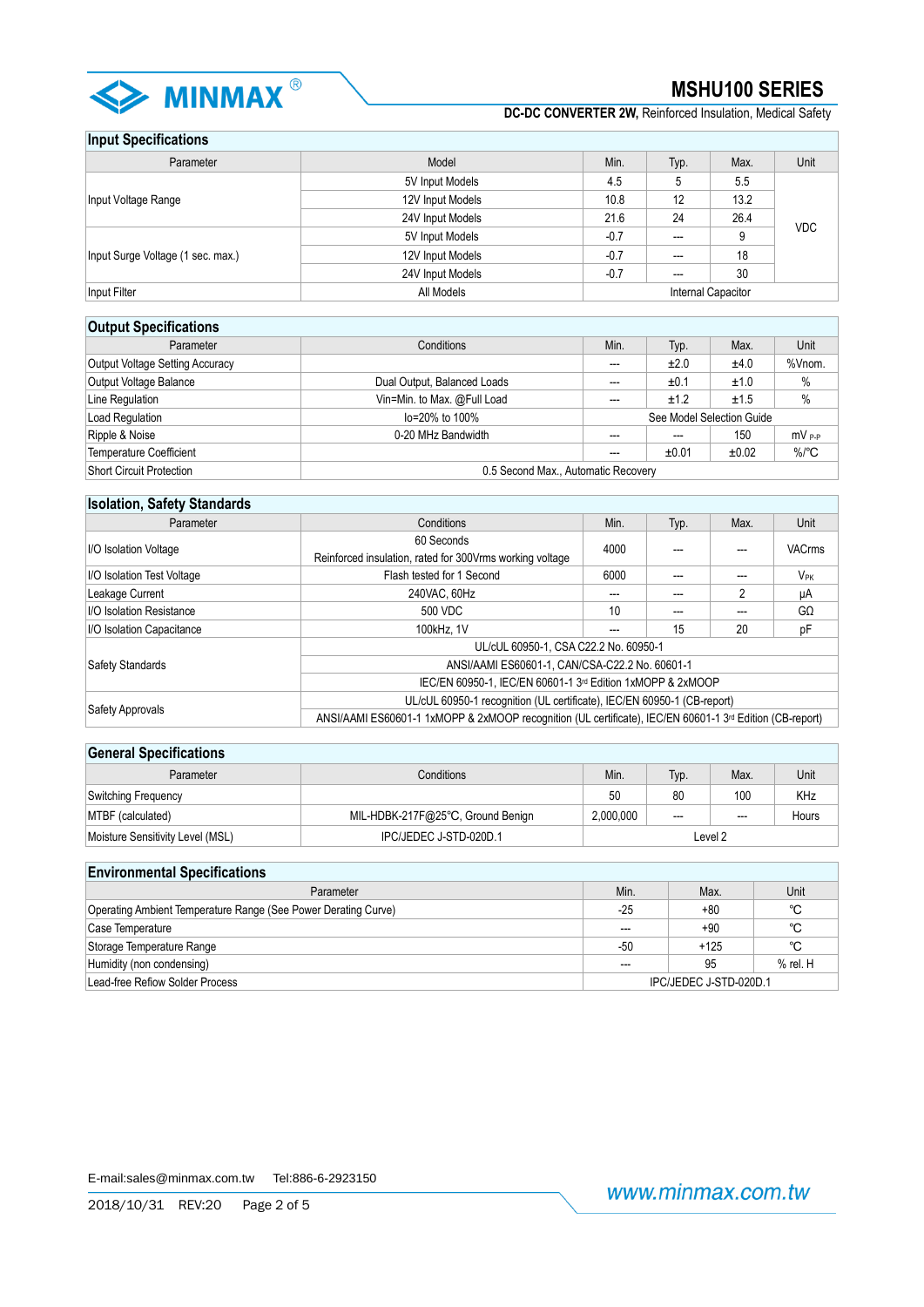## Input Specifications

| Parameter | Model | Min. | Typ. | Max. | Unit |
|---|---|---|---|---|---|
| Input Voltage Range | 5V Input Models | 4.5 | 5 | 5.5 | VDC |
| | 12V Input Models | 10.8 | 12 | 13.2 | |
| | 24V Input Models | 21.6 | 24 | 26.4 | |
| Input Surge Voltage (1 sec. max.) | 5V Input Models | -0.7 | --- | 9 | |
| | 12V Input Models | -0.7 | --- | 18 | |
| | 24V Input Models | -0.7 | --- | 30 | |
| Input Filter | All Models | Internal Capacitor | | | |

## Output Specifications

| Parameter | Conditions | Min. | Typ. | Max. | Unit |
|---|---|---|---|---|---|
| Output Voltage Setting Accuracy | | --- | ±2.0 | ±4.0 | %Vnom. |
| Output Voltage Balance | Dual Output, Balanced Loads | --- | ±0.1 | ±1.0 | % |
| Line Regulation | Vin=Min. to Max. @Full Load | --- | ±1.2 | ±1.5 | % |
| Load Regulation | Io=20% to 100% | See Model Selection Guide | | | |
| Ripple & Noise | 0-20 MHz Bandwidth | --- | --- | 150 | $mV_{P-P}$ |
| Temperature Coefficient | | --- | ±0.01 | ±0.02 | %/℃ |
| Short Circuit Protection | 0.5 Second Max., Automatic Recovery | | | | |

## Isolation, Safety Standards

| Parameter | Conditions | Min. | Typ. | Max. | Unit |
|---|---|---|---|---|---|
| I/O Isolation Voltage | 60 Seconds<br>Reinforced insulation, rated for 300Vrms working voltage | 4000 | --- | --- | VACrms |
| I/O Isolation Test Voltage | Flash tested for 1 Second | 6000 | --- | --- | $V_{PK}$ |
| Leakage Current | 240VAC, 60Hz | --- | --- | 2 | μA |
| I/O Isolation Resistance | 500 VDC | 10 | --- | --- | GΩ |
| I/O Isolation Capacitance | 100kHz, 1V | --- | 15 | 20 | pF |
| Safety Standards | UL/cUL 60950-1, CSA C22.2 No. 60950-1 | | | | |
| | ANSI/AAMI ES60601-1, CAN/CSA-C22.2 No. 60601-1 | | | | |
| | IEC/EN 60950-1, IEC/EN 60601-1 3rd Edition 1xMOPP & 2xMOOP | | | | |
| Safety Approvals | UL/cUL 60950-1 recognition (UL certificate), IEC/EN 60950-1 (CB-report) | | | | |
| | ANSI/AAMI ES60601-1 1xMOPP & 2xMOOP recognition (UL certificate), IEC/EN 60601-1 3rd Edition (CB-report) | | | | |

## General Specifications

| Parameter | Conditions | Min. | Typ. | Max. | Unit |
|---|---|---|---|---|---|
| Switching Frequency | | 50 | 80 | 100 | KHz |
| MTBF (calculated) | MIL-HDBK-217F@25℃, Ground Benign | 2,000,000 | --- | --- | Hours |
| Moisture Sensitivity Level (MSL) | IPC/JEDEC J-STD-020D.1 | Level 2 | | | |

## Environmental Specifications

| Parameter | Min. | Max. | Unit |
|---|---|---|---|
| Operating Ambient Temperature Range (See Power Derating Curve) | -25 | +80 | ℃ |
| Case Temperature | --- | +90 | ℃ |
| Storage Temperature Range | -50 | +125 | ℃ |
| Humidity (non condensing) | --- | 95 | % rel. H |
| Lead-free Reflow Solder Process | IPC/JEDEC J-STD-020D.1 | | |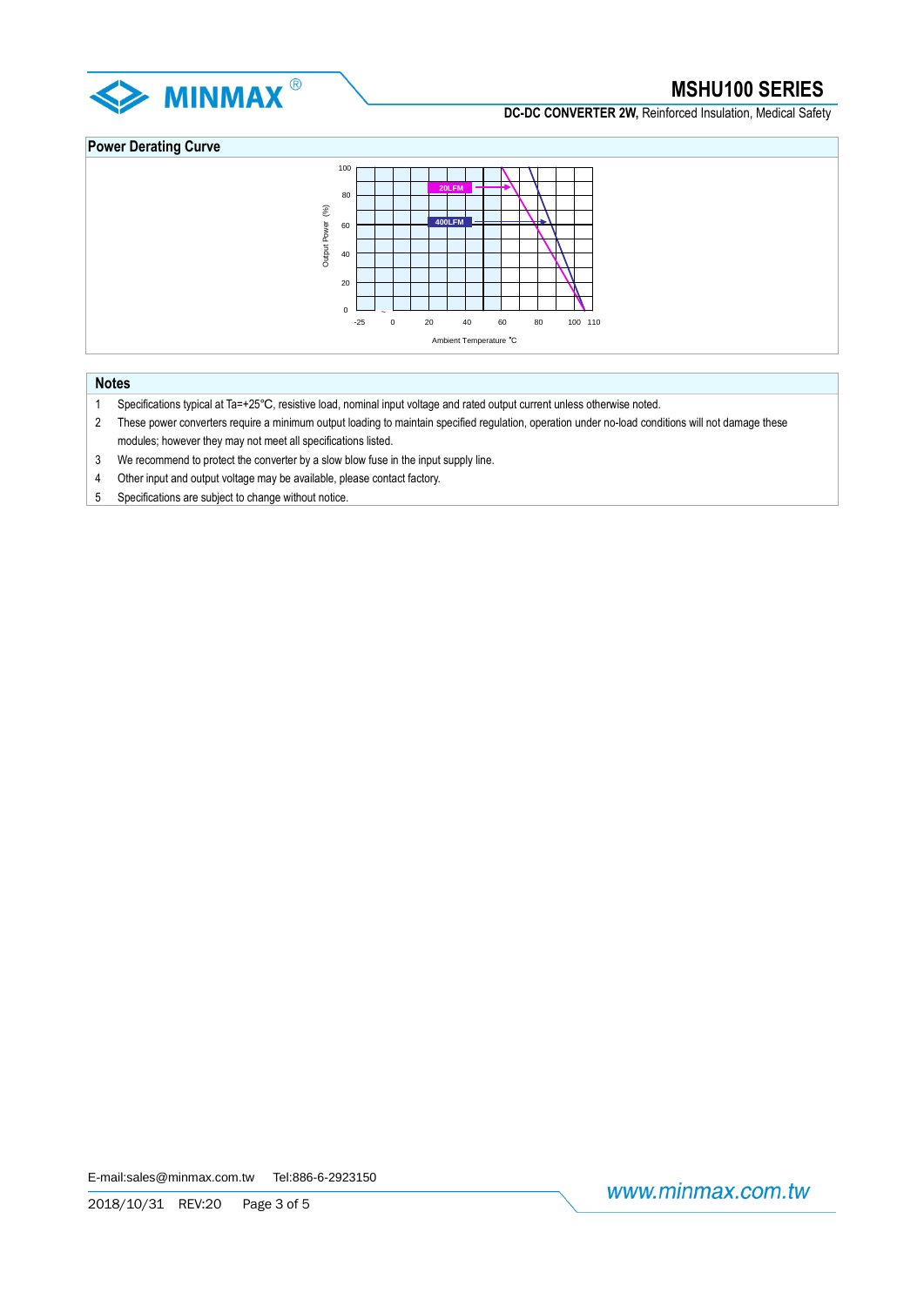## Power Derating Curve

Output Power (%)

20LFM

400LFM

Ambient Temperature ℃

## Notes

1. Specifications typical at Ta=+25℃, resistive load, nominal input voltage and rated output current unless otherwise noted.
2. These power converters require a minimum output loading to maintain specified regulation, operation under no-load conditions will not damage these modules; however they may not meet all specifications listed.
3. We recommend to protect the converter by a slow blow fuse in the input supply line.
4. Other input and output voltage may be available, please contact factory.
5. Specifications are subject to change without notice.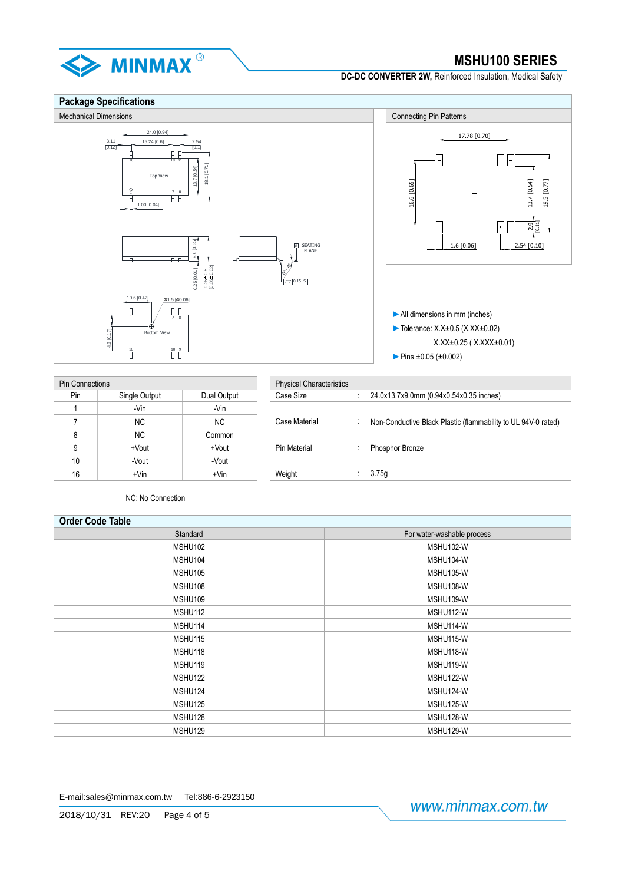## Package Specifications

### Mechanical Dimensions

### Connecting Pin Patterns

- All dimensions in mm (inches)
- Tolerance: X.X±0.5 (X.XX±0.02)

  X.XX±0.25 ( X.XXX±0.01)
- Pins ±0.05 (±0.002)

### Pin Connections

| Pin | Single Output | Dual Output |
|---|---|---|
| 1 | -Vin | -Vin |
| 7 | NC | NC |
| 8 | NC | Common |
| 9 | +Vout | +Vout |
| 10 | -Vout | -Vout |
| 16 | +Vin | +Vin |

NC: No Connection

### Physical Characteristics

| | | |
|---|---|---|
| Case Size | : | 24.0x13.7x9.0mm (0.94x0.54x0.35 inches) |
| Case Material | : | Non-Conductive Black Plastic (flammability to UL 94V-0 rated) |
| Pin Material | : | Phosphor Bronze |
| Weight | : | 3.75g |

## Order Code Table

| Standard | For water-washable process |
|---|---|
| MSHU102 | MSHU102-W |
| MSHU104 | MSHU104-W |
| MSHU105 | MSHU105-W |
| MSHU108 | MSHU108-W |
| MSHU109 | MSHU109-W |
| MSHU112 | MSHU112-W |
| MSHU114 | MSHU114-W |
| MSHU115 | MSHU115-W |
| MSHU118 | MSHU118-W |
| MSHU119 | MSHU119-W |
| MSHU122 | MSHU122-W |
| MSHU124 | MSHU124-W |
| MSHU125 | MSHU125-W |
| MSHU128 | MSHU128-W |
| MSHU129 | MSHU129-W |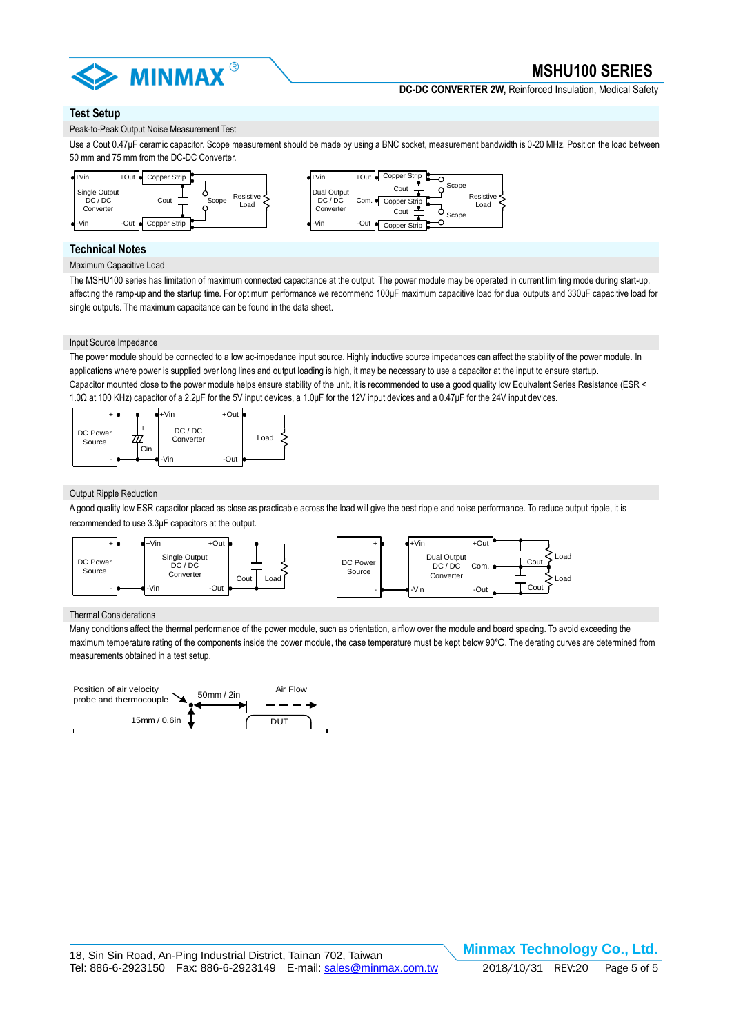## Test Setup

### Peak-to-Peak Output Noise Measurement Test

Use a Cout 0.47µF ceramic capacitor. Scope measurement should be made by using a BNC socket, measurement bandwidth is 0-20 MHz. Position the load between 50 mm and 75 mm from the DC-DC Converter.

+Vin +Out Copper Strip
Single Output DC / DC Converter
Cout Scope Resistive Load
-Vin -Out Copper Strip

+Vin +Out Copper Strip
Dual Output DC / DC Converter
Cout Scope Com. Copper Strip Resistive Load
Cout Scope
-Vin -Out Copper Strip

## Technical Notes

### Maximum Capacitive Load

The MSHU100 series has limitation of maximum connected capacitance at the output. The power module may be operated in current limiting mode during start-up, affecting the ramp-up and the startup time. For optimum performance we recommend 100µF maximum capacitive load for dual outputs and 330µF capacitive load for single outputs. The maximum capacitance can be found in the data sheet.

### Input Source Impedance

The power module should be connected to a low ac-impedance input source. Highly inductive source impedances can affect the stability of the power module. In applications where power is supplied over long lines and output loading is high, it may be necessary to use a capacitor at the input to ensure startup.
Capacitor mounted close to the power module helps ensure stability of the unit, it is recommended to use a good quality low Equivalent Series Resistance (ESR < 1.0Ω at 100 KHz) capacitor of a 2.2µF for the 5V input devices, a 1.0µF for the 12V input devices and a 0.47µF for the 24V input devices.

DC Power Source + -
Cin
+Vin +Out
DC / DC Converter
-Vin -Out
Load

### Output Ripple Reduction

A good quality low ESR capacitor placed as close as practicable across the load will give the best ripple and noise performance. To reduce output ripple, it is recommended to use 3.3µF capacitors at the output.

DC Power Source + -
+Vin +Out
Single Output DC / DC Converter
-Vin -Out
Cout Load

DC Power Source + -
+Vin +Out
Dual Output DC / DC Converter Com.
-Vin -Out
Cout Load
Cout Load

### Thermal Considerations

Many conditions affect the thermal performance of the power module, such as orientation, airflow over the module and board spacing. To avoid exceeding the maximum temperature rating of the components inside the power module, the case temperature must be kept below 90°C. The derating curves are determined from measurements obtained in a test setup.

Position of air velocity probe and thermocouple
50mm / 2in
Air Flow
15mm / 0.6in
DUT